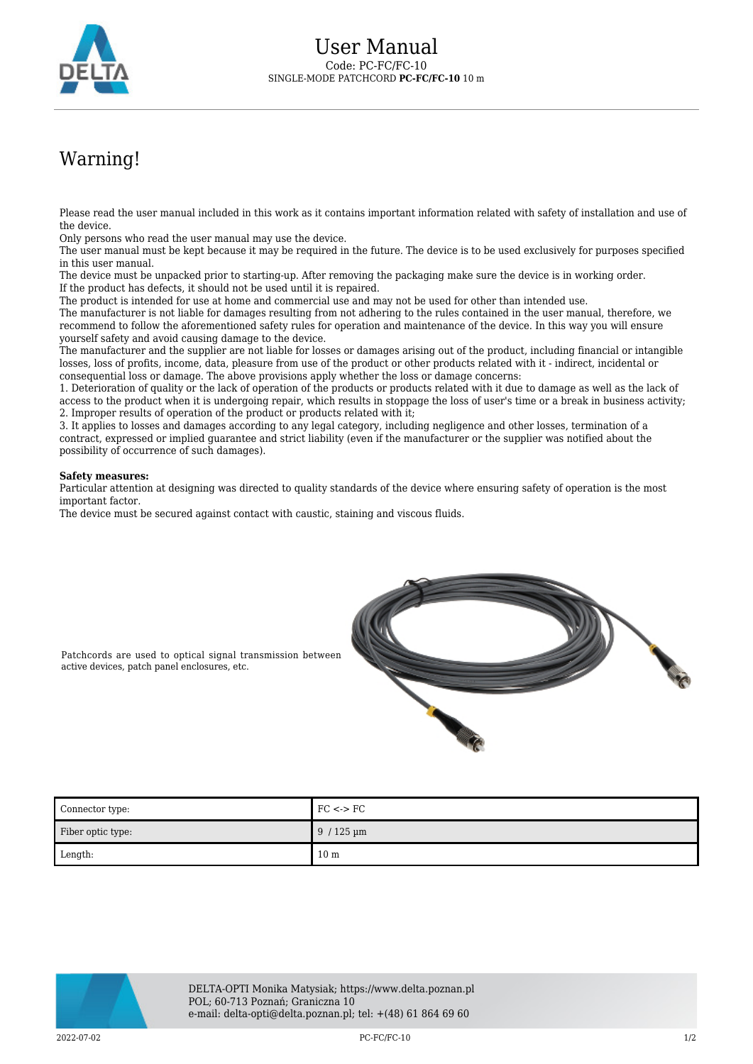# User Manual

Code: PC-FC/FC-10
SINGLE-MODE PATCHCORD **PC-FC/FC-10** 10 m

## Warning!

Please read the user manual included in this work as it contains important information related with safety of installation and use of the device.
Only persons who read the user manual may use the device.
The user manual must be kept because it may be required in the future. The device is to be used exclusively for purposes specified in this user manual.
The device must be unpacked prior to starting-up. After removing the packaging make sure the device is in working order.
If the product has defects, it should not be used until it is repaired.
The product is intended for use at home and commercial use and may not be used for other than intended use.
The manufacturer is not liable for damages resulting from not adhering to the rules contained in the user manual, therefore, we recommend to follow the aforementioned safety rules for operation and maintenance of the device. In this way you will ensure yourself safety and avoid causing damage to the device.
The manufacturer and the supplier are not liable for losses or damages arising out of the product, including financial or intangible losses, loss of profits, income, data, pleasure from use of the product or other products related with it - indirect, incidental or consequential loss or damage. The above provisions apply whether the loss or damage concerns:
1. Deterioration of quality or the lack of operation of the products or products related with it due to damage as well as the lack of access to the product when it is undergoing repair, which results in stoppage the loss of user's time or a break in business activity;
2. Improper results of operation of the product or products related with it;
3. It applies to losses and damages according to any legal category, including negligence and other losses, termination of a contract, expressed or implied guarantee and strict liability (even if the manufacturer or the supplier was notified about the possibility of occurrence of such damages).

**Safety measures:**
Particular attention at designing was directed to quality standards of the device where ensuring safety of operation is the most important factor.
The device must be secured against contact with caustic, staining and viscous fluids.

Patchcords are used to optical signal transmission between active devices, patch panel enclosures, etc.

| Connector type: | FC <-> FC |
|---|---|
| Fiber optic type: | 9 / 125 µm |
| Length: | 10 m |

DELTA-OPTI Monika Matysiak; https://www.delta.poznan.pl
POL; 60-713 Poznań; Graniczna 10
e-mail: delta-opti@delta.poznan.pl; tel: +(48) 61 864 69 60

2022-07-02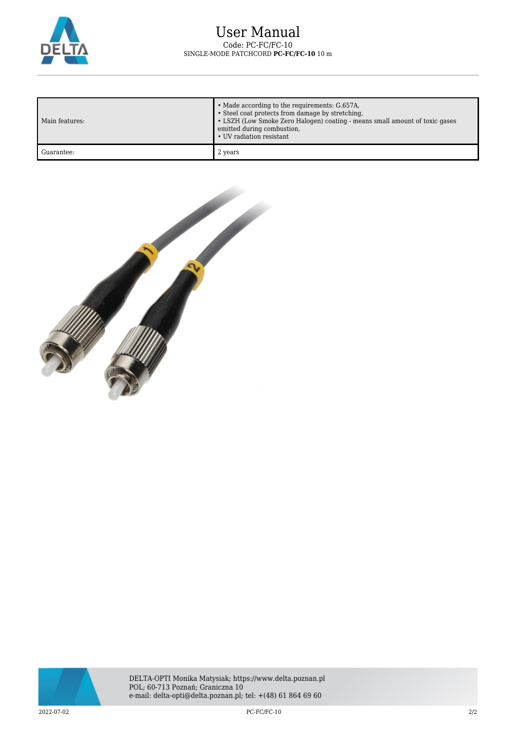| | |
|---|---|
| Main features: | • Made according to the requirements: G.657A,<br>• Steel coat protects from damage by stretching,<br>• LSZH (Low Smoke Zero Halogen) coating - means small amount of toxic gases emitted during combustion,<br>• UV radiation resistant |
| Guarantee: | 2 years |

DELTA-OPTI Monika Matysiak; https://www.delta.poznan.pl
POL; 60-713 Poznań; Graniczna 10
e-mail: delta-opti@delta.poznan.pl; tel: +(48) 61 864 69 60